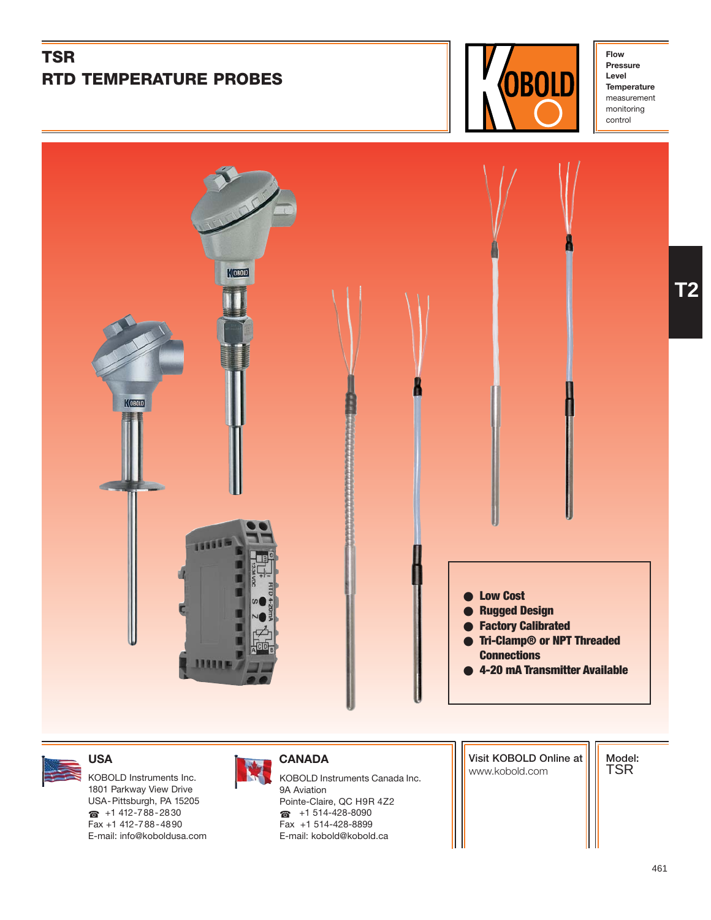# TSR
# RTD TEMPERATURE PROBES

KOBOLD

**Flow**
**Pressure**
**Level**
**Temperature**
measurement
monitoring
control

T2

- **Low Cost**
- **Rugged Design**
- **Factory Calibrated**
- **Tri-Clamp® or NPT Threaded Connections**
- **4-20 mA Transmitter Available**

## USA

KOBOLD Instruments Inc.
1801 Parkway View Drive
USA-Pittsburgh, PA 15205
☎ +1 412-788-2830
Fax +1 412-788-4890
E-mail: info@koboldusa.com

## CANADA

KOBOLD Instruments Canada Inc.
9A Aviation
Pointe-Claire, QC H9R 4Z2
☎ +1 514-428-8090
Fax +1 514-428-8899
E-mail: kobold@kobold.ca

Visit KOBOLD Online at
www.kobold.com

Model:
TSR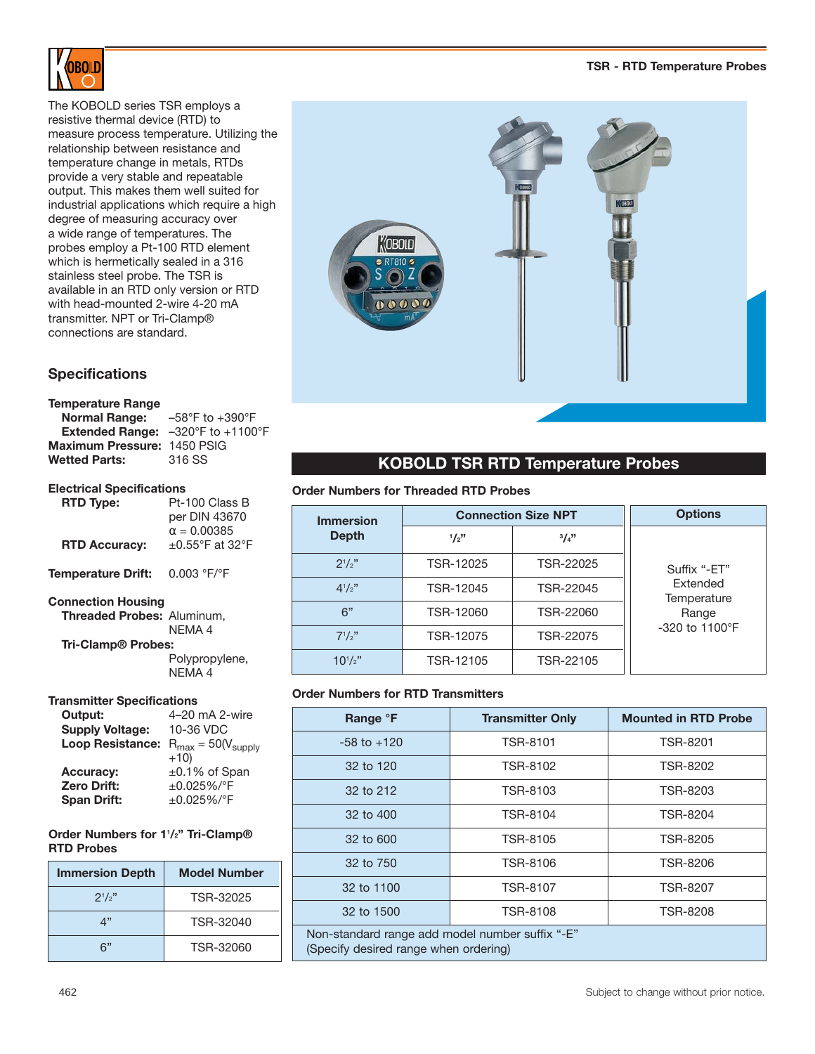The KOBOLD series TSR employs a resistive thermal device (RTD) to measure process temperature. Utilizing the relationship between resistance and temperature change in metals, RTDs provide a very stable and repeatable output. This makes them well suited for industrial applications which require a high degree of measuring accuracy over a wide range of temperatures. The probes employ a Pt-100 RTD element which is hermetically sealed in a 316 stainless steel probe. The TSR is available in an RTD only version or RTD with head-mounted 2-wire 4-20 mA transmitter. NPT or Tri-Clamp® connections are standard.

## Specifications

**Temperature Range**

**Normal Range:** –58°F to +390°F

**Extended Range:** –320°F to +1100°F

**Maximum Pressure:** 1450 PSIG

**Wetted Parts:** 316 SS

**Electrical Specifications**

**RTD Type:** Pt-100 Class B per DIN 43670 $\alpha = 0.00385$

**RTD Accuracy:** ±0.55°F at 32°F

**Temperature Drift:** 0.003 °F/°F

**Connection Housing**

**Threaded Probes:** Aluminum, NEMA 4

**Tri-Clamp® Probes:** Polypropylene, NEMA 4

**Transmitter Specifications**

**Output:** 4–20 mA 2-wire

**Supply Voltage:** 10-36 VDC

**Loop Resistance:** $R_{max} = 50(V_{supply} + 10)$

**Accuracy:** ±0.1% of Span

**Zero Drift:** ±0.025%/°F

**Span Drift:** ±0.025%/°F

**Order Numbers for 1½" Tri-Clamp® RTD Probes**

| Immersion Depth | Model Number |
|---|---|
| 2½" | TSR-32025 |
| 4" | TSR-32040 |
| 6" | TSR-32060 |

## KOBOLD TSR RTD Temperature Probes

**Order Numbers for Threaded RTD Probes**

| Immersion Depth | Connection Size NPT | | Options |
|---|---|---|---|
| | ½" | ¾" | |
| 2½" | TSR-12025 | TSR-22025 | Suffix "-ET" Extended Temperature Range -320 to 1100°F |
| 4½" | TSR-12045 | TSR-22045 | |
| 6" | TSR-12060 | TSR-22060 | |
| 7½" | TSR-12075 | TSR-22075 | |
| 10½" | TSR-12105 | TSR-22105 | |

**Order Numbers for RTD Transmitters**

| Range °F | Transmitter Only | Mounted in RTD Probe |
|---|---|---|
| -58 to +120 | TSR-8101 | TSR-8201 |
| 32 to 120 | TSR-8102 | TSR-8202 |
| 32 to 212 | TSR-8103 | TSR-8203 |
| 32 to 400 | TSR-8104 | TSR-8204 |
| 32 to 600 | TSR-8105 | TSR-8205 |
| 32 to 750 | TSR-8106 | TSR-8206 |
| 32 to 1100 | TSR-8107 | TSR-8207 |
| 32 to 1500 | TSR-8108 | TSR-8208 |
| Non-standard range add model number suffix "-E" (Specify desired range when ordering) | | |

Subject to change without prior notice.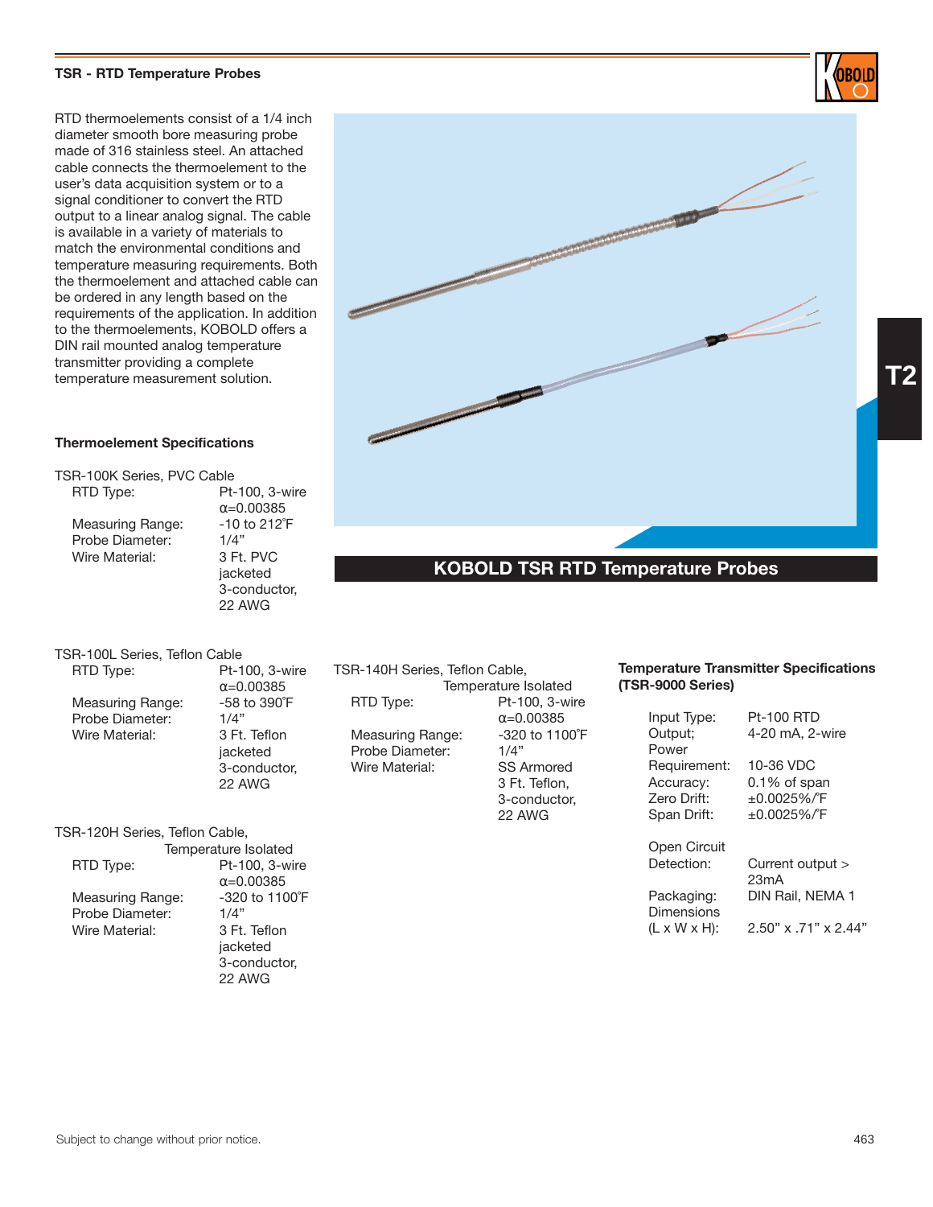## TSR - RTD Temperature Probes

RTD thermoelements consist of a 1/4 inch diameter smooth bore measuring probe made of 316 stainless steel. An attached cable connects the thermoelement to the user's data acquisition system or to a signal conditioner to convert the RTD output to a linear analog signal. The cable is available in a variety of materials to match the environmental conditions and temperature measuring requirements. Both the thermoelement and attached cable can be ordered in any length based on the requirements of the application. In addition to the thermoelements, KOBOLD offers a DIN rail mounted analog temperature transmitter providing a complete temperature measurement solution.

**KOBOLD TSR RTD Temperature Probes**

### Thermoelement Specifications

**TSR-100K Series, PVC Cable**

| | |
|---|---|
| RTD Type: | Pt-100, 3-wire α=0.00385 |
| Measuring Range: | -10 to 212˚F |
| Probe Diameter: | 1/4" |
| Wire Material: | 3 Ft. PVC jacketed 3-conductor, 22 AWG |

**TSR-100L Series, Teflon Cable**

| | |
|---|---|
| RTD Type: | Pt-100, 3-wire α=0.00385 |
| Measuring Range: | -58 to 390˚F |
| Probe Diameter: | 1/4" |
| Wire Material: | 3 Ft. Teflon jacketed 3-conductor, 22 AWG |

**TSR-120H Series, Teflon Cable, Temperature Isolated**

| | |
|---|---|
| RTD Type: | Pt-100, 3-wire α=0.00385 |
| Measuring Range: | -320 to 1100˚F |
| Probe Diameter: | 1/4" |
| Wire Material: | 3 Ft. Teflon jacketed 3-conductor, 22 AWG |

**TSR-140H Series, Teflon Cable, Temperature Isolated**

| | |
|---|---|
| RTD Type: | Pt-100, 3-wire α=0.00385 |
| Measuring Range: | -320 to 1100˚F |
| Probe Diameter: | 1/4" |
| Wire Material: | SS Armored 3 Ft. Teflon, 3-conductor, 22 AWG |

### Temperature Transmitter Specifications (TSR-9000 Series)

| | |
|---|---|
| Input Type: | Pt-100 RTD |
| Output; | 4-20 mA, 2-wire |
| Power Requirement: | 10-36 VDC |
| Accuracy: | 0.1% of span |
| Zero Drift: | ±0.0025%/˚F |
| Span Drift: | ±0.0025%/˚F |
| Open Circuit Detection: | Current output > 23mA |
| Packaging: | DIN Rail, NEMA 1 |
| Dimensions (L x W x H): | 2.50" x .71" x 2.44" |

Subject to change without prior notice.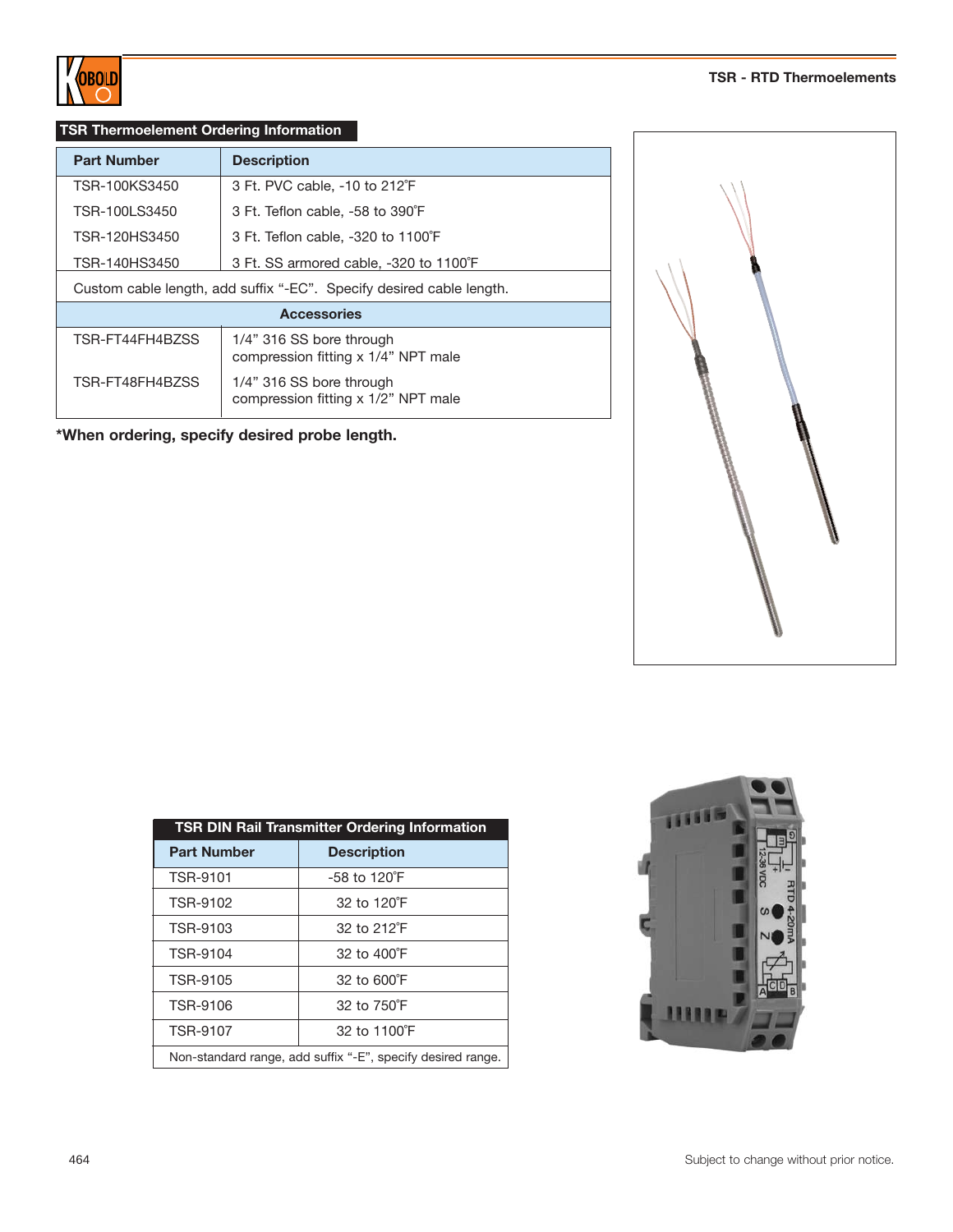## TSR Thermoelement Ordering Information

| Part Number | Description |
|---|---|
| TSR-100KS3450 | 3 Ft. PVC cable, -10 to 212˚F |
| TSR-100LS3450 | 3 Ft. Teflon cable, -58 to 390˚F |
| TSR-120HS3450 | 3 Ft. Teflon cable, -320 to 1100˚F |
| TSR-140HS3450 | 3 Ft. SS armored cable, -320 to 1100˚F |
| Custom cable length, add suffix "-EC". Specify desired cable length. | |
| **Accessories** | |
| TSR-FT44FH4BZSS | 1/4" 316 SS bore through compression fitting x 1/4" NPT male |
| TSR-FT48FH4BZSS | 1/4" 316 SS bore through compression fitting x 1/2" NPT male |

**\*When ordering, specify desired probe length.**

## TSR DIN Rail Transmitter Ordering Information

| Part Number | Description |
|---|---|
| TSR-9101 | -58 to 120˚F |
| TSR-9102 | 32 to 120˚F |
| TSR-9103 | 32 to 212˚F |
| TSR-9104 | 32 to 400˚F |
| TSR-9105 | 32 to 600˚F |
| TSR-9106 | 32 to 750˚F |
| TSR-9107 | 32 to 1100˚F |
| Non-standard range, add suffix "-E", specify desired range. | |

Subject to change without prior notice.